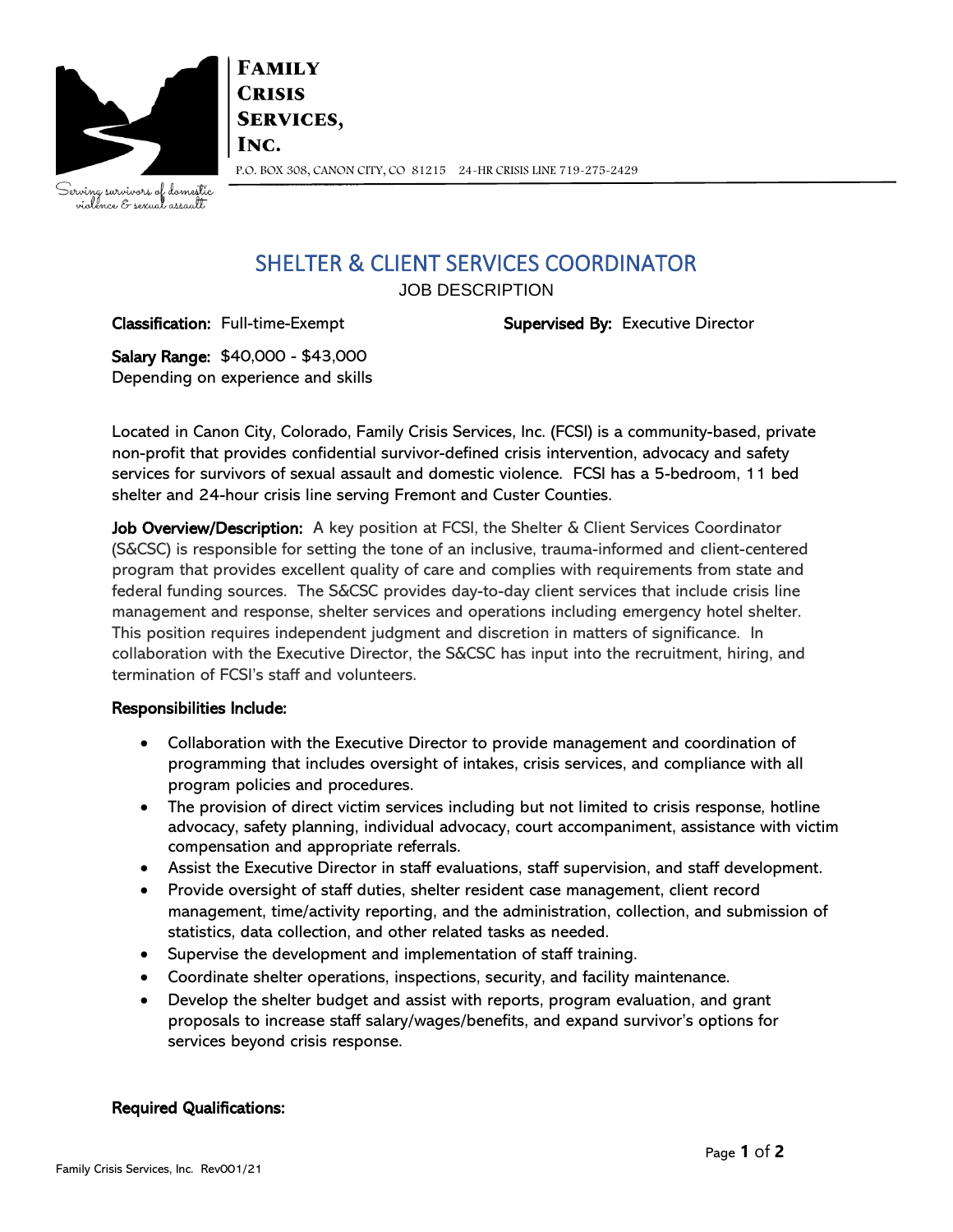**Family Crisis Services, Inc.**

P.O. BOX 308, CANON CITY, CO 81215 24-HR CRISIS LINE 719-275-2429

Serving survivors of domestic violence & sexual assault

# SHELTER & CLIENT SERVICES COORDINATOR

JOB DESCRIPTION

**Classification:** Full-time-Exempt

**Supervised By:** Executive Director

**Salary Range:** $40,000 - $43,000
Depending on experience and skills

Located in Canon City, Colorado, Family Crisis Services, Inc. (FCSI) is a community-based, private non-profit that provides confidential survivor-defined crisis intervention, advocacy and safety services for survivors of sexual assault and domestic violence. FCSI has a 5-bedroom, 11 bed shelter and 24-hour crisis line serving Fremont and Custer Counties.

**Job Overview/Description:** A key position at FCSI, the Shelter & Client Services Coordinator (S&CSC) is responsible for setting the tone of an inclusive, trauma-informed and client-centered program that provides excellent quality of care and complies with requirements from state and federal funding sources. The S&CSC provides day-to-day client services that include crisis line management and response, shelter services and operations including emergency hotel shelter. This position requires independent judgment and discretion in matters of significance. In collaboration with the Executive Director, the S&CSC has input into the recruitment, hiring, and termination of FCSI's staff and volunteers.

**Responsibilities Include:**

- Collaboration with the Executive Director to provide management and coordination of programming that includes oversight of intakes, crisis services, and compliance with all program policies and procedures.
- The provision of direct victim services including but not limited to crisis response, hotline advocacy, safety planning, individual advocacy, court accompaniment, assistance with victim compensation and appropriate referrals.
- Assist the Executive Director in staff evaluations, staff supervision, and staff development.
- Provide oversight of staff duties, shelter resident case management, client record management, time/activity reporting, and the administration, collection, and submission of statistics, data collection, and other related tasks as needed.
- Supervise the development and implementation of staff training.
- Coordinate shelter operations, inspections, security, and facility maintenance.
- Develop the shelter budget and assist with reports, program evaluation, and grant proposals to increase staff salary/wages/benefits, and expand survivor's options for services beyond crisis response.

**Required Qualifications:**

Family Crisis Services, Inc. Rev001/21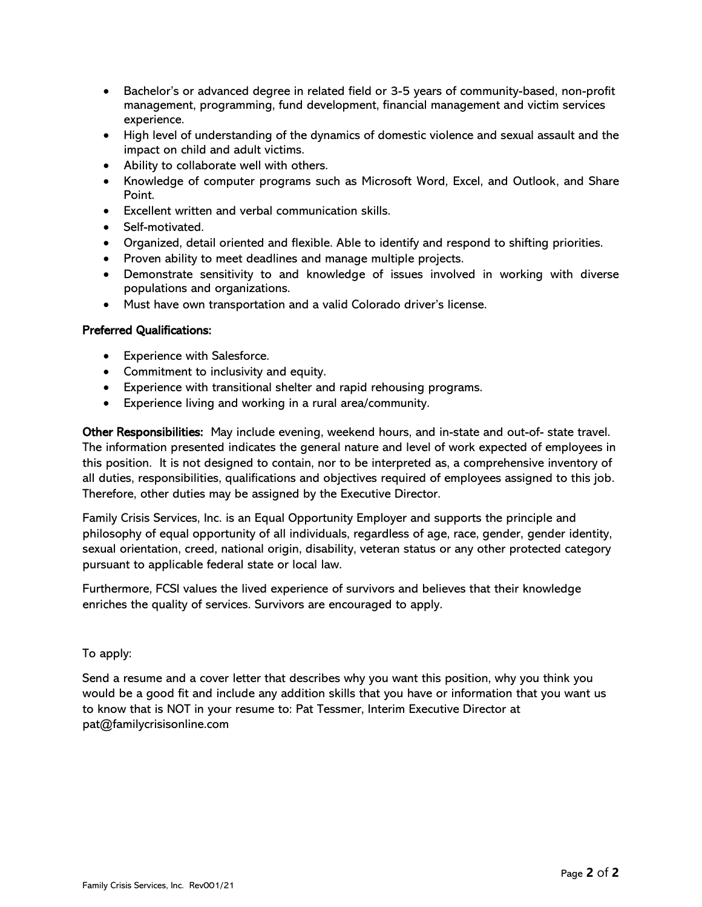- Bachelor's or advanced degree in related field or 3-5 years of community-based, non-profit management, programming, fund development, financial management and victim services experience.
- High level of understanding of the dynamics of domestic violence and sexual assault and the impact on child and adult victims.
- Ability to collaborate well with others.
- Knowledge of computer programs such as Microsoft Word, Excel, and Outlook, and Share Point.
- Excellent written and verbal communication skills.
- Self-motivated.
- Organized, detail oriented and flexible. Able to identify and respond to shifting priorities.
- Proven ability to meet deadlines and manage multiple projects.
- Demonstrate sensitivity to and knowledge of issues involved in working with diverse populations and organizations.
- Must have own transportation and a valid Colorado driver's license.

**Preferred Qualifications:**

- Experience with Salesforce.
- Commitment to inclusivity and equity.
- Experience with transitional shelter and rapid rehousing programs.
- Experience living and working in a rural area/community.

**Other Responsibilities:** May include evening, weekend hours, and in-state and out-of- state travel. The information presented indicates the general nature and level of work expected of employees in this position. It is not designed to contain, nor to be interpreted as, a comprehensive inventory of all duties, responsibilities, qualifications and objectives required of employees assigned to this job. Therefore, other duties may be assigned by the Executive Director.

Family Crisis Services, Inc. is an Equal Opportunity Employer and supports the principle and philosophy of equal opportunity of all individuals, regardless of age, race, gender, gender identity, sexual orientation, creed, national origin, disability, veteran status or any other protected category pursuant to applicable federal state or local law.

Furthermore, FCSI values the lived experience of survivors and believes that their knowledge enriches the quality of services. Survivors are encouraged to apply.

To apply:

Send a resume and a cover letter that describes why you want this position, why you think you would be a good fit and include any addition skills that you have or information that you want us to know that is NOT in your resume to: Pat Tessmer, Interim Executive Director at pat@familycrisisonline.com

Family Crisis Services, Inc. Rev001/21